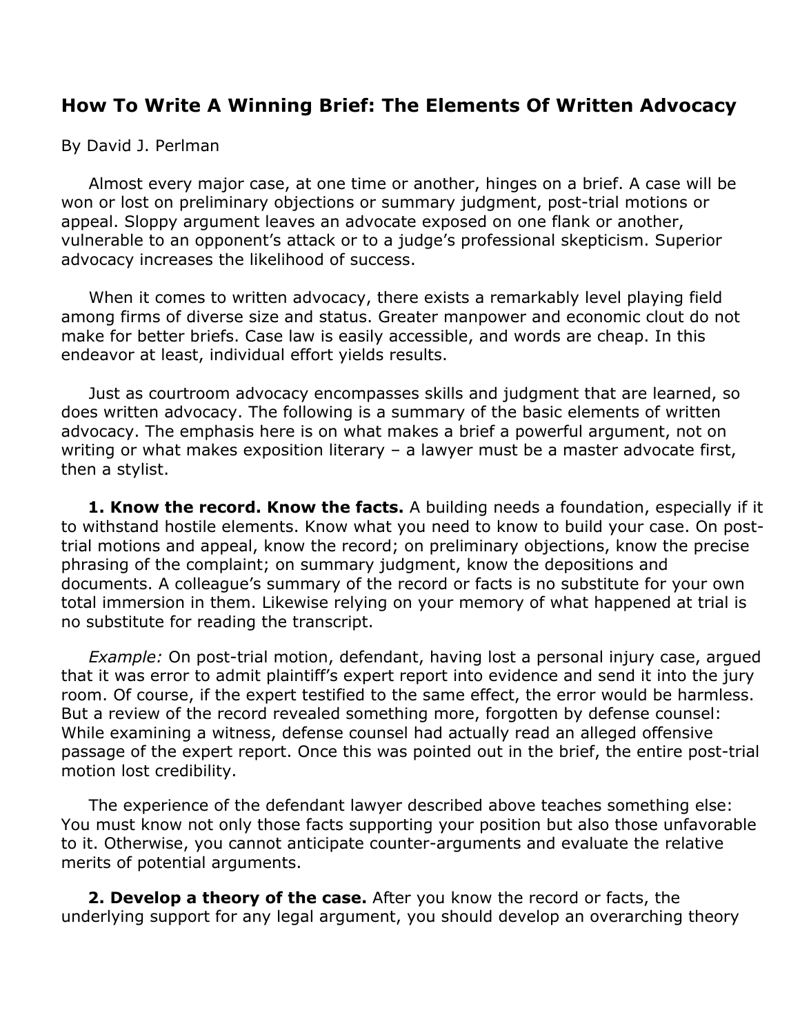# How To Write A Winning Brief: The Elements Of Written Advocacy

By David J. Perlman

Almost every major case, at one time or another, hinges on a brief. A case will be won or lost on preliminary objections or summary judgment, post-trial motions or appeal. Sloppy argument leaves an advocate exposed on one flank or another, vulnerable to an opponent's attack or to a judge's professional skepticism. Superior advocacy increases the likelihood of success.

When it comes to written advocacy, there exists a remarkably level playing field among firms of diverse size and status. Greater manpower and economic clout do not make for better briefs. Case law is easily accessible, and words are cheap. In this endeavor at least, individual effort yields results.

Just as courtroom advocacy encompasses skills and judgment that are learned, so does written advocacy. The following is a summary of the basic elements of written advocacy. The emphasis here is on what makes a brief a powerful argument, not on writing or what makes exposition literary – a lawyer must be a master advocate first, then a stylist.

**1. Know the record. Know the facts.** A building needs a foundation, especially if it to withstand hostile elements. Know what you need to know to build your case. On post-trial motions and appeal, know the record; on preliminary objections, know the precise phrasing of the complaint; on summary judgment, know the depositions and documents. A colleague's summary of the record or facts is no substitute for your own total immersion in them. Likewise relying on your memory of what happened at trial is no substitute for reading the transcript.

*Example:* On post-trial motion, defendant, having lost a personal injury case, argued that it was error to admit plaintiff's expert report into evidence and send it into the jury room. Of course, if the expert testified to the same effect, the error would be harmless. But a review of the record revealed something more, forgotten by defense counsel: While examining a witness, defense counsel had actually read an alleged offensive passage of the expert report. Once this was pointed out in the brief, the entire post-trial motion lost credibility.

The experience of the defendant lawyer described above teaches something else: You must know not only those facts supporting your position but also those unfavorable to it. Otherwise, you cannot anticipate counter-arguments and evaluate the relative merits of potential arguments.

**2. Develop a theory of the case.** After you know the record or facts, the underlying support for any legal argument, you should develop an overarching theory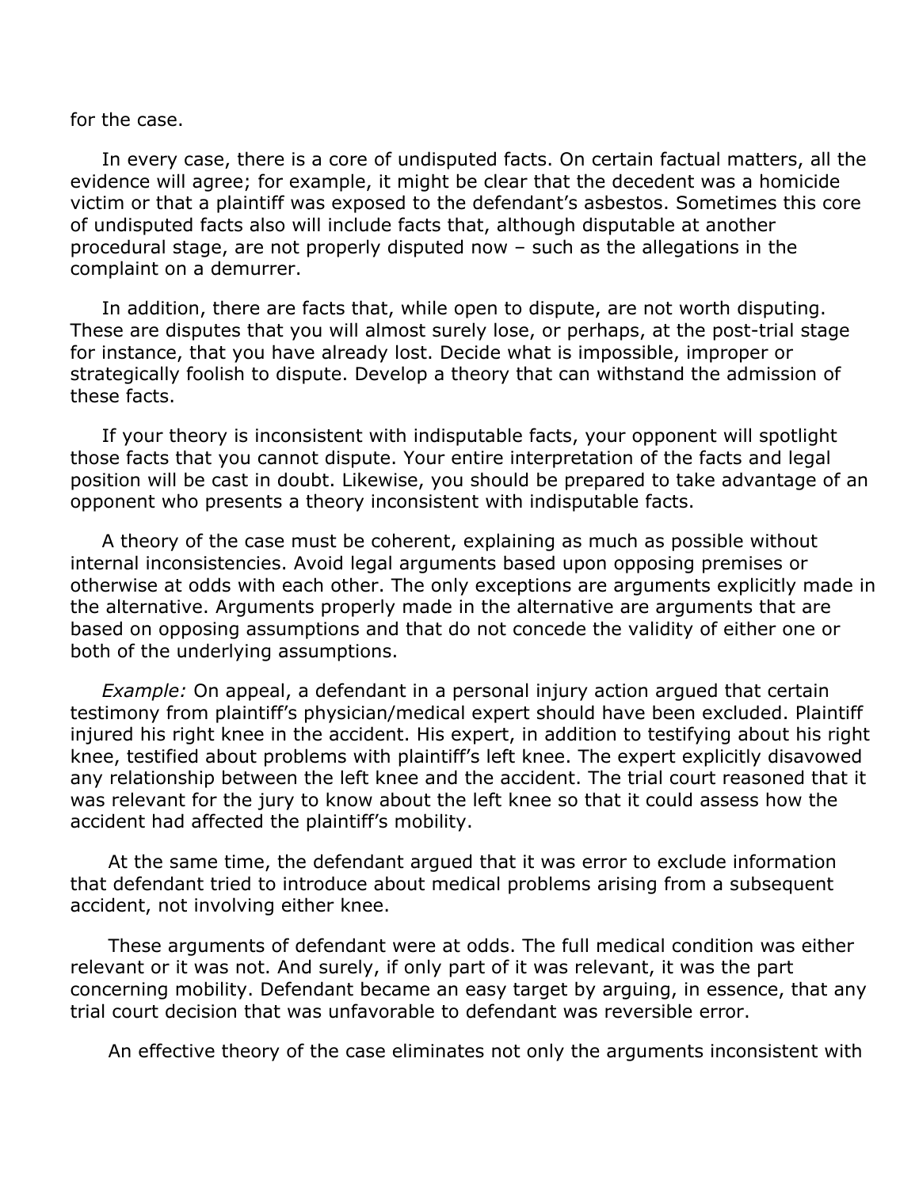for the case.

In every case, there is a core of undisputed facts. On certain factual matters, all the evidence will agree; for example, it might be clear that the decedent was a homicide victim or that a plaintiff was exposed to the defendant's asbestos. Sometimes this core of undisputed facts also will include facts that, although disputable at another procedural stage, are not properly disputed now – such as the allegations in the complaint on a demurrer.

In addition, there are facts that, while open to dispute, are not worth disputing. These are disputes that you will almost surely lose, or perhaps, at the post-trial stage for instance, that you have already lost. Decide what is impossible, improper or strategically foolish to dispute. Develop a theory that can withstand the admission of these facts.

If your theory is inconsistent with indisputable facts, your opponent will spotlight those facts that you cannot dispute. Your entire interpretation of the facts and legal position will be cast in doubt. Likewise, you should be prepared to take advantage of an opponent who presents a theory inconsistent with indisputable facts.

A theory of the case must be coherent, explaining as much as possible without internal inconsistencies. Avoid legal arguments based upon opposing premises or otherwise at odds with each other. The only exceptions are arguments explicitly made in the alternative. Arguments properly made in the alternative are arguments that are based on opposing assumptions and that do not concede the validity of either one or both of the underlying assumptions.

*Example:* On appeal, a defendant in a personal injury action argued that certain testimony from plaintiff's physician/medical expert should have been excluded. Plaintiff injured his right knee in the accident. His expert, in addition to testifying about his right knee, testified about problems with plaintiff's left knee. The expert explicitly disavowed any relationship between the left knee and the accident. The trial court reasoned that it was relevant for the jury to know about the left knee so that it could assess how the accident had affected the plaintiff's mobility.

At the same time, the defendant argued that it was error to exclude information that defendant tried to introduce about medical problems arising from a subsequent accident, not involving either knee.

These arguments of defendant were at odds. The full medical condition was either relevant or it was not. And surely, if only part of it was relevant, it was the part concerning mobility. Defendant became an easy target by arguing, in essence, that any trial court decision that was unfavorable to defendant was reversible error.

An effective theory of the case eliminates not only the arguments inconsistent with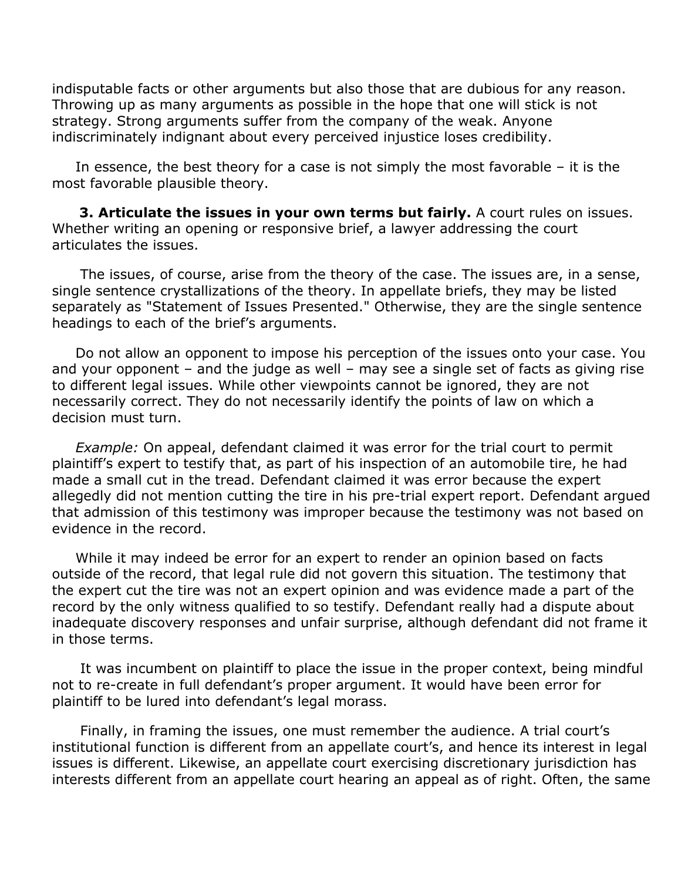indisputable facts or other arguments but also those that are dubious for any reason. Throwing up as many arguments as possible in the hope that one will stick is not strategy. Strong arguments suffer from the company of the weak. Anyone indiscriminately indignant about every perceived injustice loses credibility.

In essence, the best theory for a case is not simply the most favorable – it is the most favorable plausible theory.

**3. Articulate the issues in your own terms but fairly.** A court rules on issues. Whether writing an opening or responsive brief, a lawyer addressing the court articulates the issues.

The issues, of course, arise from the theory of the case. The issues are, in a sense, single sentence crystallizations of the theory. In appellate briefs, they may be listed separately as "Statement of Issues Presented." Otherwise, they are the single sentence headings to each of the brief's arguments.

Do not allow an opponent to impose his perception of the issues onto your case. You and your opponent – and the judge as well – may see a single set of facts as giving rise to different legal issues. While other viewpoints cannot be ignored, they are not necessarily correct. They do not necessarily identify the points of law on which a decision must turn.

*Example:* On appeal, defendant claimed it was error for the trial court to permit plaintiff's expert to testify that, as part of his inspection of an automobile tire, he had made a small cut in the tread. Defendant claimed it was error because the expert allegedly did not mention cutting the tire in his pre-trial expert report. Defendant argued that admission of this testimony was improper because the testimony was not based on evidence in the record.

While it may indeed be error for an expert to render an opinion based on facts outside of the record, that legal rule did not govern this situation. The testimony that the expert cut the tire was not an expert opinion and was evidence made a part of the record by the only witness qualified to so testify. Defendant really had a dispute about inadequate discovery responses and unfair surprise, although defendant did not frame it in those terms.

It was incumbent on plaintiff to place the issue in the proper context, being mindful not to re-create in full defendant's proper argument. It would have been error for plaintiff to be lured into defendant's legal morass.

Finally, in framing the issues, one must remember the audience. A trial court's institutional function is different from an appellate court's, and hence its interest in legal issues is different. Likewise, an appellate court exercising discretionary jurisdiction has interests different from an appellate court hearing an appeal as of right. Often, the same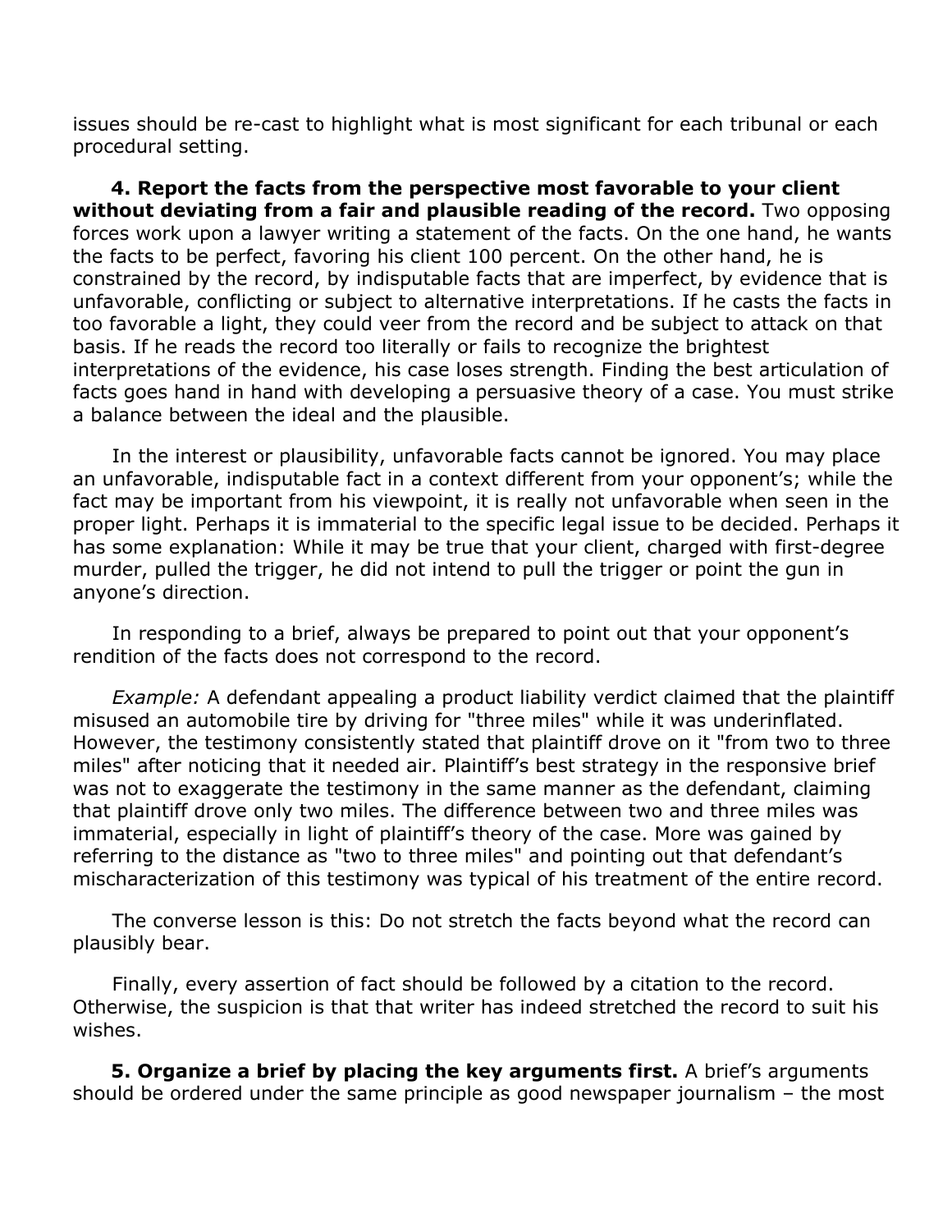issues should be re-cast to highlight what is most significant for each tribunal or each procedural setting.

**4. Report the facts from the perspective most favorable to your client without deviating from a fair and plausible reading of the record.** Two opposing forces work upon a lawyer writing a statement of the facts. On the one hand, he wants the facts to be perfect, favoring his client 100 percent. On the other hand, he is constrained by the record, by indisputable facts that are imperfect, by evidence that is unfavorable, conflicting or subject to alternative interpretations. If he casts the facts in too favorable a light, they could veer from the record and be subject to attack on that basis. If he reads the record too literally or fails to recognize the brightest interpretations of the evidence, his case loses strength. Finding the best articulation of facts goes hand in hand with developing a persuasive theory of a case. You must strike a balance between the ideal and the plausible.

In the interest or plausibility, unfavorable facts cannot be ignored. You may place an unfavorable, indisputable fact in a context different from your opponent's; while the fact may be important from his viewpoint, it is really not unfavorable when seen in the proper light. Perhaps it is immaterial to the specific legal issue to be decided. Perhaps it has some explanation: While it may be true that your client, charged with first-degree murder, pulled the trigger, he did not intend to pull the trigger or point the gun in anyone's direction.

In responding to a brief, always be prepared to point out that your opponent's rendition of the facts does not correspond to the record.

*Example:* A defendant appealing a product liability verdict claimed that the plaintiff misused an automobile tire by driving for "three miles" while it was underinflated. However, the testimony consistently stated that plaintiff drove on it "from two to three miles" after noticing that it needed air. Plaintiff's best strategy in the responsive brief was not to exaggerate the testimony in the same manner as the defendant, claiming that plaintiff drove only two miles. The difference between two and three miles was immaterial, especially in light of plaintiff's theory of the case. More was gained by referring to the distance as "two to three miles" and pointing out that defendant's mischaracterization of this testimony was typical of his treatment of the entire record.

The converse lesson is this: Do not stretch the facts beyond what the record can plausibly bear.

Finally, every assertion of fact should be followed by a citation to the record. Otherwise, the suspicion is that that writer has indeed stretched the record to suit his wishes.

**5. Organize a brief by placing the key arguments first.** A brief's arguments should be ordered under the same principle as good newspaper journalism – the most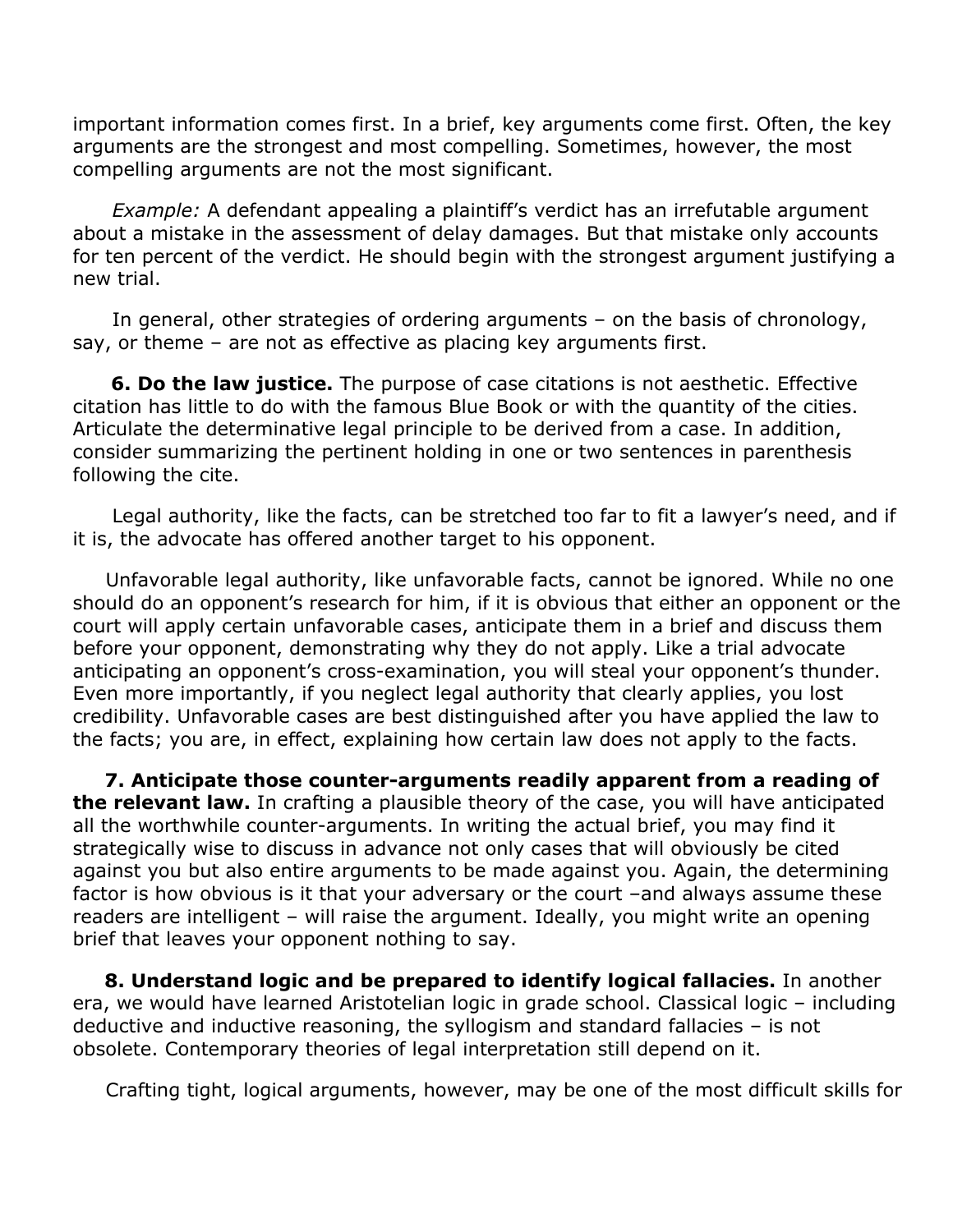important information comes first. In a brief, key arguments come first. Often, the key arguments are the strongest and most compelling. Sometimes, however, the most compelling arguments are not the most significant.

*Example:* A defendant appealing a plaintiff's verdict has an irrefutable argument about a mistake in the assessment of delay damages. But that mistake only accounts for ten percent of the verdict. He should begin with the strongest argument justifying a new trial.

In general, other strategies of ordering arguments – on the basis of chronology, say, or theme – are not as effective as placing key arguments first.

**6. Do the law justice.** The purpose of case citations is not aesthetic. Effective citation has little to do with the famous Blue Book or with the quantity of the cities. Articulate the determinative legal principle to be derived from a case. In addition, consider summarizing the pertinent holding in one or two sentences in parenthesis following the cite.

Legal authority, like the facts, can be stretched too far to fit a lawyer's need, and if it is, the advocate has offered another target to his opponent.

Unfavorable legal authority, like unfavorable facts, cannot be ignored. While no one should do an opponent's research for him, if it is obvious that either an opponent or the court will apply certain unfavorable cases, anticipate them in a brief and discuss them before your opponent, demonstrating why they do not apply. Like a trial advocate anticipating an opponent's cross-examination, you will steal your opponent's thunder. Even more importantly, if you neglect legal authority that clearly applies, you lost credibility. Unfavorable cases are best distinguished after you have applied the law to the facts; you are, in effect, explaining how certain law does not apply to the facts.

**7. Anticipate those counter-arguments readily apparent from a reading of the relevant law.** In crafting a plausible theory of the case, you will have anticipated all the worthwhile counter-arguments. In writing the actual brief, you may find it strategically wise to discuss in advance not only cases that will obviously be cited against you but also entire arguments to be made against you. Again, the determining factor is how obvious is it that your adversary or the court –and always assume these readers are intelligent – will raise the argument. Ideally, you might write an opening brief that leaves your opponent nothing to say.

**8. Understand logic and be prepared to identify logical fallacies.** In another era, we would have learned Aristotelian logic in grade school. Classical logic – including deductive and inductive reasoning, the syllogism and standard fallacies – is not obsolete. Contemporary theories of legal interpretation still depend on it.

Crafting tight, logical arguments, however, may be one of the most difficult skills for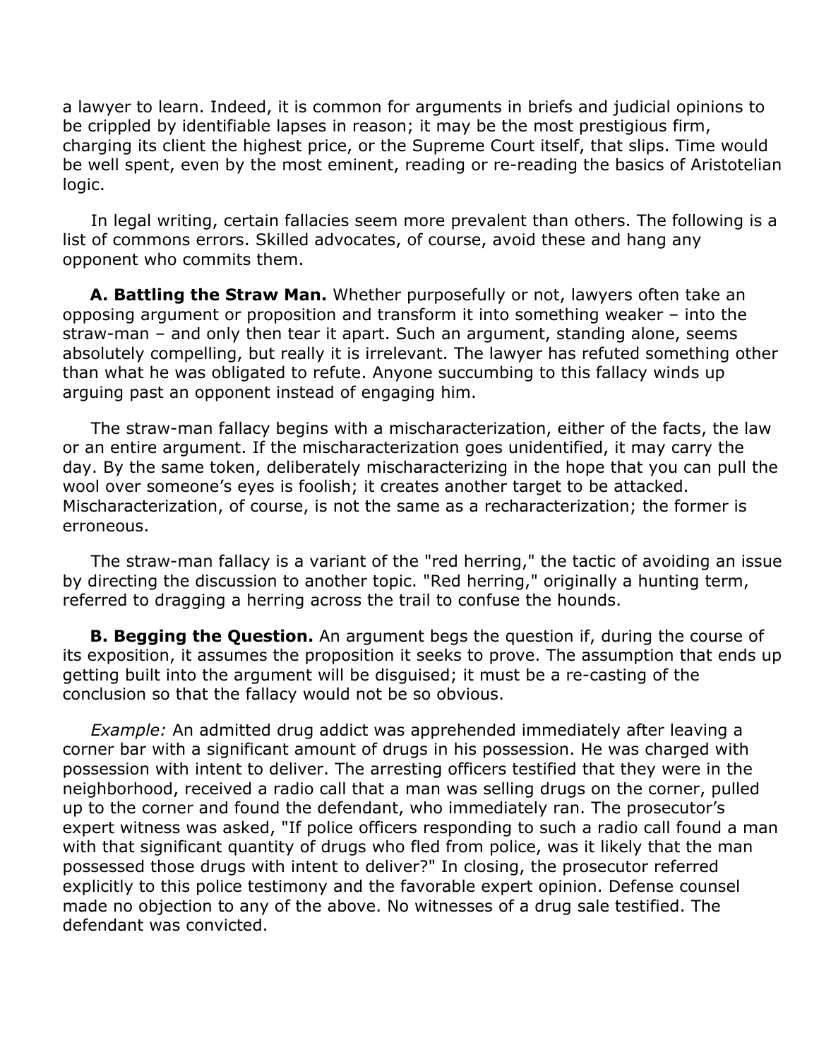a lawyer to learn. Indeed, it is common for arguments in briefs and judicial opinions to be crippled by identifiable lapses in reason; it may be the most prestigious firm, charging its client the highest price, or the Supreme Court itself, that slips. Time would be well spent, even by the most eminent, reading or re-reading the basics of Aristotelian logic.

In legal writing, certain fallacies seem more prevalent than others. The following is a list of commons errors. Skilled advocates, of course, avoid these and hang any opponent who commits them.

**A. Battling the Straw Man.** Whether purposefully or not, lawyers often take an opposing argument or proposition and transform it into something weaker – into the straw-man – and only then tear it apart. Such an argument, standing alone, seems absolutely compelling, but really it is irrelevant. The lawyer has refuted something other than what he was obligated to refute. Anyone succumbing to this fallacy winds up arguing past an opponent instead of engaging him.

The straw-man fallacy begins with a mischaracterization, either of the facts, the law or an entire argument. If the mischaracterization goes unidentified, it may carry the day. By the same token, deliberately mischaracterizing in the hope that you can pull the wool over someone's eyes is foolish; it creates another target to be attacked. Mischaracterization, of course, is not the same as a recharacterization; the former is erroneous.

The straw-man fallacy is a variant of the "red herring," the tactic of avoiding an issue by directing the discussion to another topic. "Red herring," originally a hunting term, referred to dragging a herring across the trail to confuse the hounds.

**B. Begging the Question.** An argument begs the question if, during the course of its exposition, it assumes the proposition it seeks to prove. The assumption that ends up getting built into the argument will be disguised; it must be a re-casting of the conclusion so that the fallacy would not be so obvious.

*Example:* An admitted drug addict was apprehended immediately after leaving a corner bar with a significant amount of drugs in his possession. He was charged with possession with intent to deliver. The arresting officers testified that they were in the neighborhood, received a radio call that a man was selling drugs on the corner, pulled up to the corner and found the defendant, who immediately ran. The prosecutor's expert witness was asked, "If police officers responding to such a radio call found a man with that significant quantity of drugs who fled from police, was it likely that the man possessed those drugs with intent to deliver?" In closing, the prosecutor referred explicitly to this police testimony and the favorable expert opinion. Defense counsel made no objection to any of the above. No witnesses of a drug sale testified. The defendant was convicted.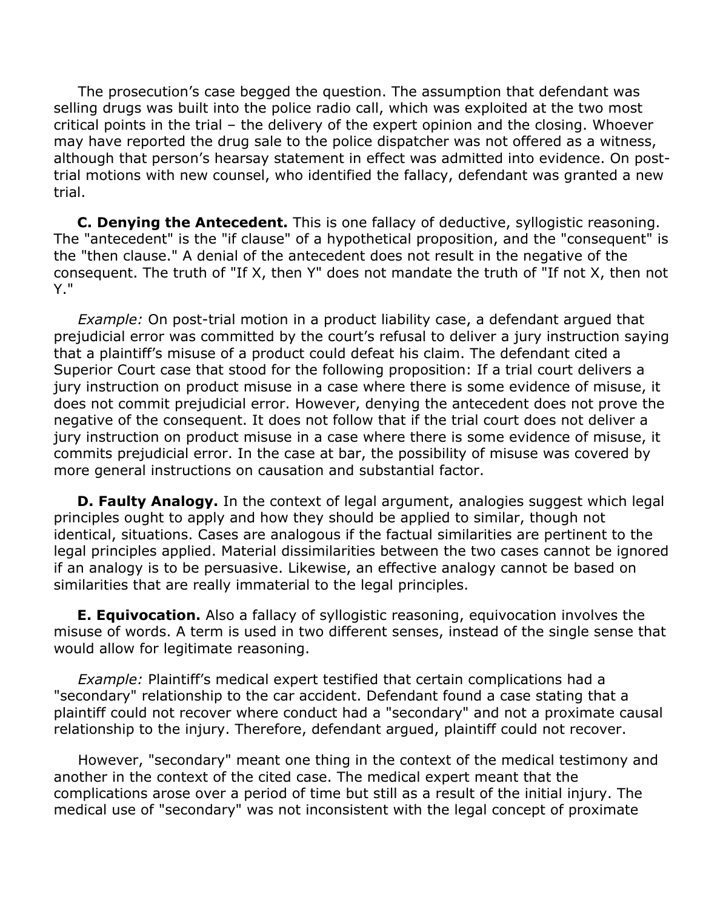The prosecution's case begged the question. The assumption that defendant was selling drugs was built into the police radio call, which was exploited at the two most critical points in the trial – the delivery of the expert opinion and the closing. Whoever may have reported the drug sale to the police dispatcher was not offered as a witness, although that person's hearsay statement in effect was admitted into evidence. On post-trial motions with new counsel, who identified the fallacy, defendant was granted a new trial.

**C. Denying the Antecedent.** This is one fallacy of deductive, syllogistic reasoning. The "antecedent" is the "if clause" of a hypothetical proposition, and the "consequent" is the "then clause." A denial of the antecedent does not result in the negative of the consequent. The truth of "If X, then Y" does not mandate the truth of "If not X, then not Y."

*Example:* On post-trial motion in a product liability case, a defendant argued that prejudicial error was committed by the court's refusal to deliver a jury instruction saying that a plaintiff's misuse of a product could defeat his claim. The defendant cited a Superior Court case that stood for the following proposition: If a trial court delivers a jury instruction on product misuse in a case where there is some evidence of misuse, it does not commit prejudicial error. However, denying the antecedent does not prove the negative of the consequent. It does not follow that if the trial court does not deliver a jury instruction on product misuse in a case where there is some evidence of misuse, it commits prejudicial error. In the case at bar, the possibility of misuse was covered by more general instructions on causation and substantial factor.

**D. Faulty Analogy.** In the context of legal argument, analogies suggest which legal principles ought to apply and how they should be applied to similar, though not identical, situations. Cases are analogous if the factual similarities are pertinent to the legal principles applied. Material dissimilarities between the two cases cannot be ignored if an analogy is to be persuasive. Likewise, an effective analogy cannot be based on similarities that are really immaterial to the legal principles.

**E. Equivocation.** Also a fallacy of syllogistic reasoning, equivocation involves the misuse of words. A term is used in two different senses, instead of the single sense that would allow for legitimate reasoning.

*Example:* Plaintiff's medical expert testified that certain complications had a "secondary" relationship to the car accident. Defendant found a case stating that a plaintiff could not recover where conduct had a "secondary" and not a proximate causal relationship to the injury. Therefore, defendant argued, plaintiff could not recover.

However, "secondary" meant one thing in the context of the medical testimony and another in the context of the cited case. The medical expert meant that the complications arose over a period of time but still as a result of the initial injury. The medical use of "secondary" was not inconsistent with the legal concept of proximate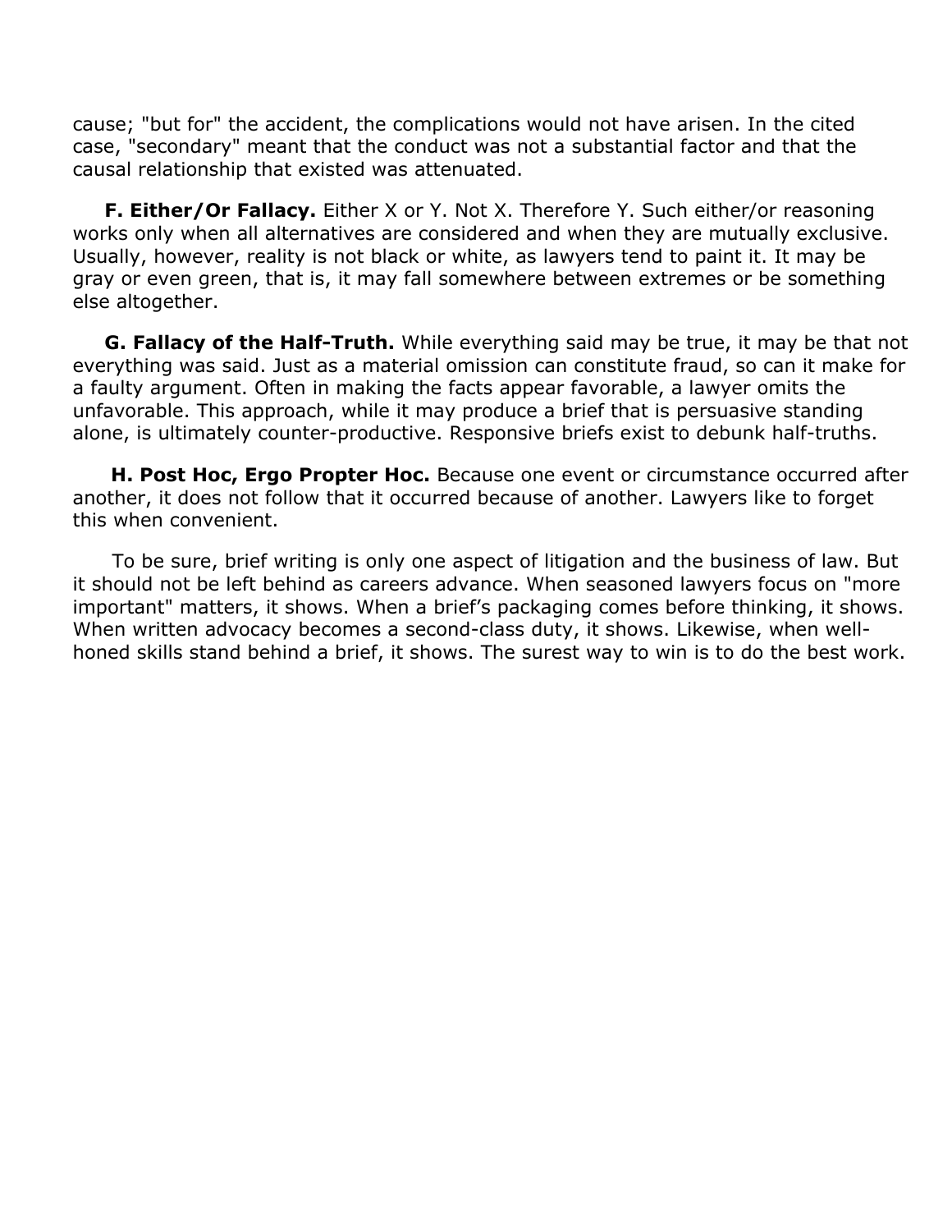cause; "but for" the accident, the complications would not have arisen. In the cited case, "secondary" meant that the conduct was not a substantial factor and that the causal relationship that existed was attenuated.

**F. Either/Or Fallacy.** Either X or Y. Not X. Therefore Y. Such either/or reasoning works only when all alternatives are considered and when they are mutually exclusive. Usually, however, reality is not black or white, as lawyers tend to paint it. It may be gray or even green, that is, it may fall somewhere between extremes or be something else altogether.

**G. Fallacy of the Half-Truth.** While everything said may be true, it may be that not everything was said. Just as a material omission can constitute fraud, so can it make for a faulty argument. Often in making the facts appear favorable, a lawyer omits the unfavorable. This approach, while it may produce a brief that is persuasive standing alone, is ultimately counter-productive. Responsive briefs exist to debunk half-truths.

**H. Post Hoc, Ergo Propter Hoc.** Because one event or circumstance occurred after another, it does not follow that it occurred because of another. Lawyers like to forget this when convenient.

To be sure, brief writing is only one aspect of litigation and the business of law. But it should not be left behind as careers advance. When seasoned lawyers focus on "more important" matters, it shows. When a brief's packaging comes before thinking, it shows. When written advocacy becomes a second-class duty, it shows. Likewise, when well-honed skills stand behind a brief, it shows. The surest way to win is to do the best work.